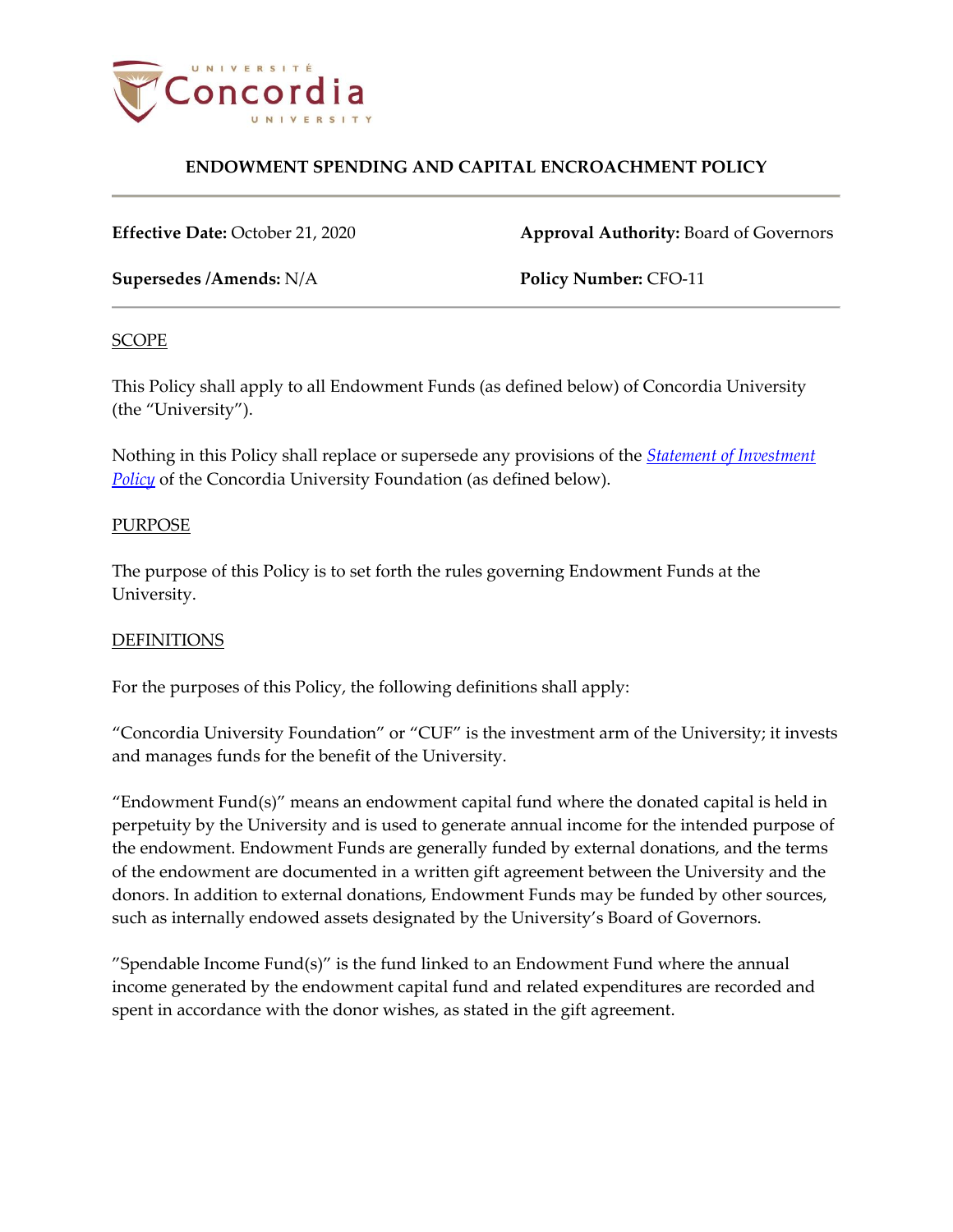# ENDOWMENT SPENDING AND CAPITAL ENCROACHMENT POLICY

**Effective Date:** October 21, 2020

**Approval Authority:** Board of Governors

**Supersedes /Amends:** N/A

**Policy Number:** CFO-11

## SCOPE

This Policy shall apply to all Endowment Funds (as defined below) of Concordia University (the "University").

Nothing in this Policy shall replace or supersede any provisions of the *Statement of Investment Policy* of the Concordia University Foundation (as defined below).

## PURPOSE

The purpose of this Policy is to set forth the rules governing Endowment Funds at the University.

## DEFINITIONS

For the purposes of this Policy, the following definitions shall apply:

"Concordia University Foundation" or "CUF" is the investment arm of the University; it invests and manages funds for the benefit of the University.

"Endowment Fund(s)" means an endowment capital fund where the donated capital is held in perpetuity by the University and is used to generate annual income for the intended purpose of the endowment. Endowment Funds are generally funded by external donations, and the terms of the endowment are documented in a written gift agreement between the University and the donors. In addition to external donations, Endowment Funds may be funded by other sources, such as internally endowed assets designated by the University's Board of Governors.

"Spendable Income Fund(s)" is the fund linked to an Endowment Fund where the annual income generated by the endowment capital fund and related expenditures are recorded and spent in accordance with the donor wishes, as stated in the gift agreement.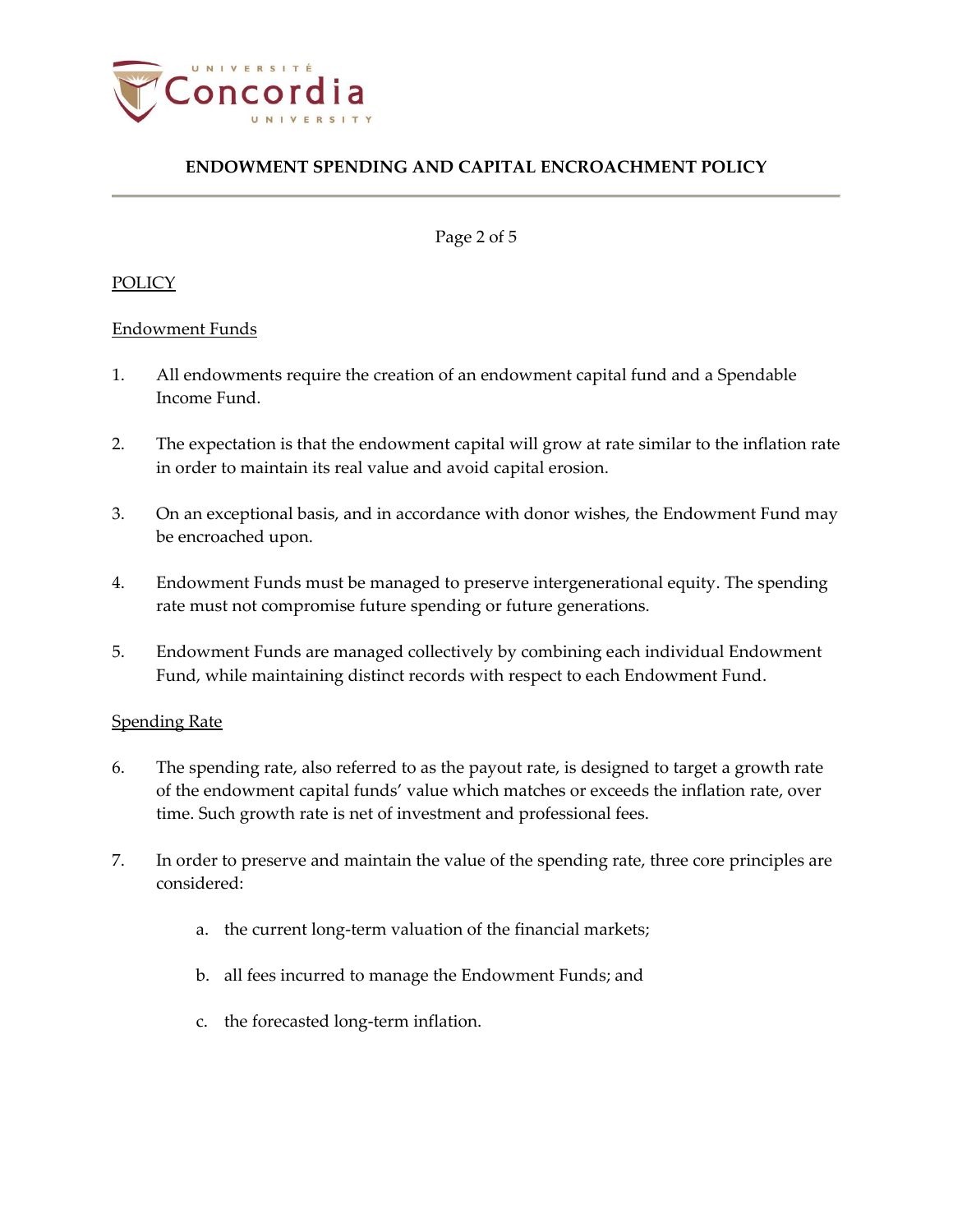## POLICY

### Endowment Funds

1. All endowments require the creation of an endowment capital fund and a Spendable Income Fund.

2. The expectation is that the endowment capital will grow at rate similar to the inflation rate in order to maintain its real value and avoid capital erosion.

3. On an exceptional basis, and in accordance with donor wishes, the Endowment Fund may be encroached upon.

4. Endowment Funds must be managed to preserve intergenerational equity. The spending rate must not compromise future spending or future generations.

5. Endowment Funds are managed collectively by combining each individual Endowment Fund, while maintaining distinct records with respect to each Endowment Fund.

### Spending Rate

6. The spending rate, also referred to as the payout rate, is designed to target a growth rate of the endowment capital funds' value which matches or exceeds the inflation rate, over time. Such growth rate is net of investment and professional fees.

7. In order to preserve and maintain the value of the spending rate, three core principles are considered:

   a. the current long-term valuation of the financial markets;

   b. all fees incurred to manage the Endowment Funds; and

   c. the forecasted long-term inflation.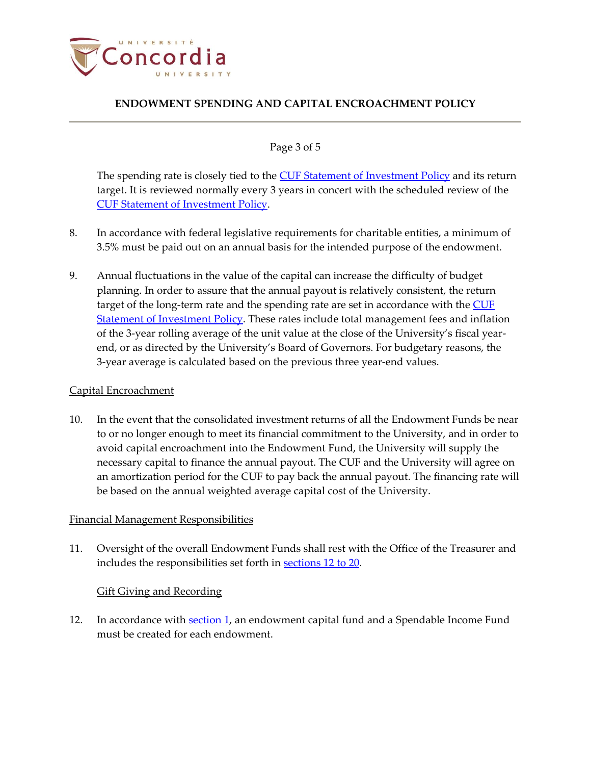The spending rate is closely tied to the CUF Statement of Investment Policy and its return target. It is reviewed normally every 3 years in concert with the scheduled review of the CUF Statement of Investment Policy.

8. In accordance with federal legislative requirements for charitable entities, a minimum of 3.5% must be paid out on an annual basis for the intended purpose of the endowment.

9. Annual fluctuations in the value of the capital can increase the difficulty of budget planning. In order to assure that the annual payout is relatively consistent, the return target of the long-term rate and the spending rate are set in accordance with the CUF Statement of Investment Policy. These rates include total management fees and inflation of the 3-year rolling average of the unit value at the close of the University's fiscal year-end, or as directed by the University's Board of Governors. For budgetary reasons, the 3-year average is calculated based on the previous three year-end values.

Capital Encroachment

10. In the event that the consolidated investment returns of all the Endowment Funds be near to or no longer enough to meet its financial commitment to the University, and in order to avoid capital encroachment into the Endowment Fund, the University will supply the necessary capital to finance the annual payout. The CUF and the University will agree on an amortization period for the CUF to pay back the annual payout. The financing rate will be based on the annual weighted average capital cost of the University.

Financial Management Responsibilities

11. Oversight of the overall Endowment Funds shall rest with the Office of the Treasurer and includes the responsibilities set forth in sections 12 to 20.

Gift Giving and Recording

12. In accordance with section 1, an endowment capital fund and a Spendable Income Fund must be created for each endowment.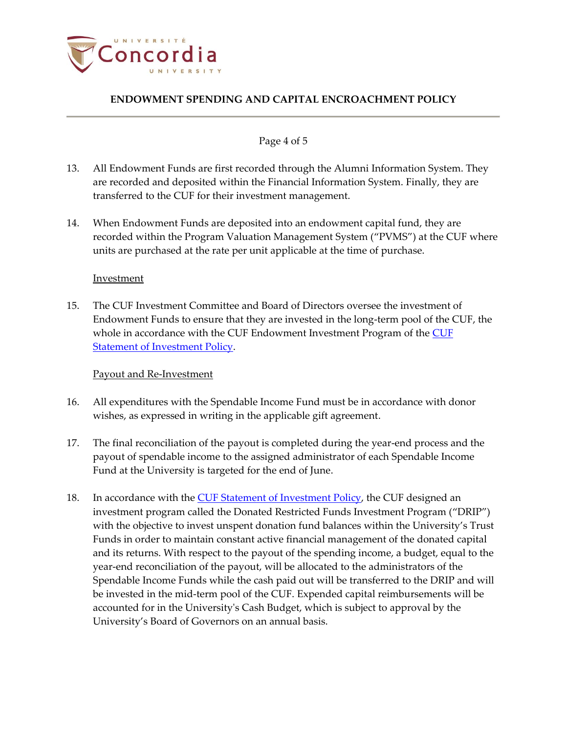13. All Endowment Funds are first recorded through the Alumni Information System. They are recorded and deposited within the Financial Information System. Finally, they are transferred to the CUF for their investment management.

14. When Endowment Funds are deposited into an endowment capital fund, they are recorded within the Program Valuation Management System ("PVMS") at the CUF where units are purchased at the rate per unit applicable at the time of purchase.

<u>Investment</u>

15. The CUF Investment Committee and Board of Directors oversee the investment of Endowment Funds to ensure that they are invested in the long-term pool of the CUF, the whole in accordance with the CUF Endowment Investment Program of the CUF Statement of Investment Policy.

<u>Payout and Re-Investment</u>

16. All expenditures with the Spendable Income Fund must be in accordance with donor wishes, as expressed in writing in the applicable gift agreement.

17. The final reconciliation of the payout is completed during the year-end process and the payout of spendable income to the assigned administrator of each Spendable Income Fund at the University is targeted for the end of June.

18. In accordance with the CUF Statement of Investment Policy, the CUF designed an investment program called the Donated Restricted Funds Investment Program ("DRIP") with the objective to invest unspent donation fund balances within the University's Trust Funds in order to maintain constant active financial management of the donated capital and its returns. With respect to the payout of the spending income, a budget, equal to the year-end reconciliation of the payout, will be allocated to the administrators of the Spendable Income Funds while the cash paid out will be transferred to the DRIP and will be invested in the mid-term pool of the CUF. Expended capital reimbursements will be accounted for in the University's Cash Budget, which is subject to approval by the University's Board of Governors on an annual basis.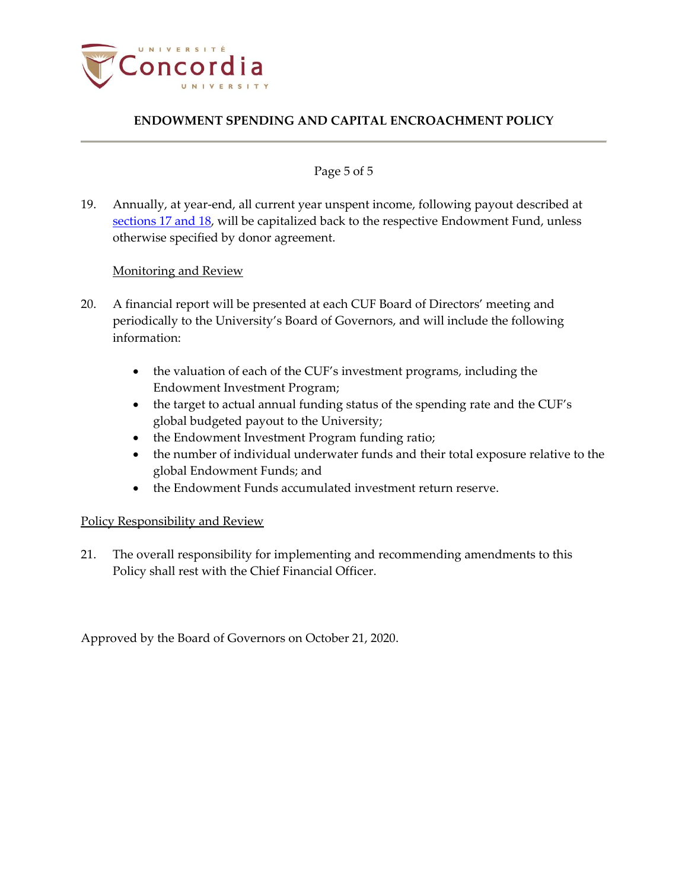19. Annually, at year-end, all current year unspent income, following payout described at sections 17 and 18, will be capitalized back to the respective Endowment Fund, unless otherwise specified by donor agreement.

Monitoring and Review

20. A financial report will be presented at each CUF Board of Directors' meeting and periodically to the University's Board of Governors, and will include the following information:

    - the valuation of each of the CUF's investment programs, including the Endowment Investment Program;
    - the target to actual annual funding status of the spending rate and the CUF's global budgeted payout to the University;
    - the Endowment Investment Program funding ratio;
    - the number of individual underwater funds and their total exposure relative to the global Endowment Funds; and
    - the Endowment Funds accumulated investment return reserve.

Policy Responsibility and Review

21. The overall responsibility for implementing and recommending amendments to this Policy shall rest with the Chief Financial Officer.

Approved by the Board of Governors on October 21, 2020.